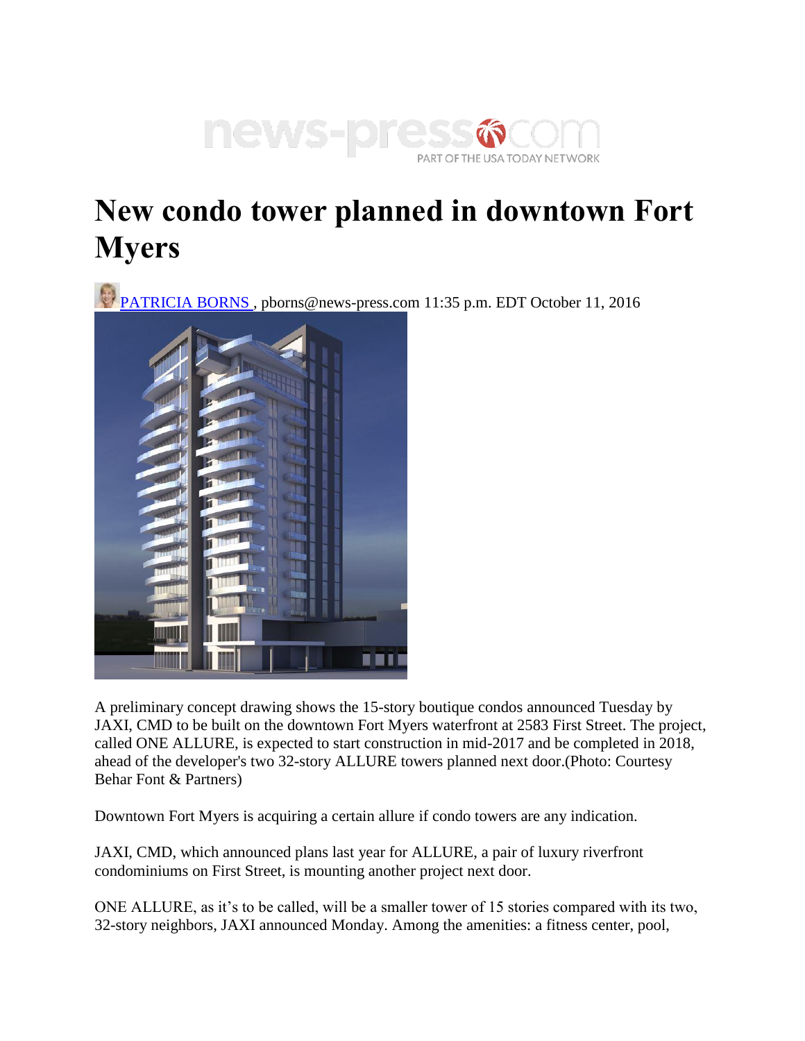news-press.com PART OF THE USA TODAY NETWORK

# New condo tower planned in downtown Fort Myers

PATRICIA BORNS , pborns@news-press.com 11:35 p.m. EDT October 11, 2016

A preliminary concept drawing shows the 15-story boutique condos announced Tuesday by JAXI, CMD to be built on the downtown Fort Myers waterfront at 2583 First Street. The project, called ONE ALLURE, is expected to start construction in mid-2017 and be completed in 2018, ahead of the developer's two 32-story ALLURE towers planned next door.(Photo: Courtesy Behar Font & Partners)

Downtown Fort Myers is acquiring a certain allure if condo towers are any indication.

JAXI, CMD, which announced plans last year for ALLURE, a pair of luxury riverfront condominiums on First Street, is mounting another project next door.

ONE ALLURE, as it's to be called, will be a smaller tower of 15 stories compared with its two, 32-story neighbors, JAXI announced Monday. Among the amenities: a fitness center, pool,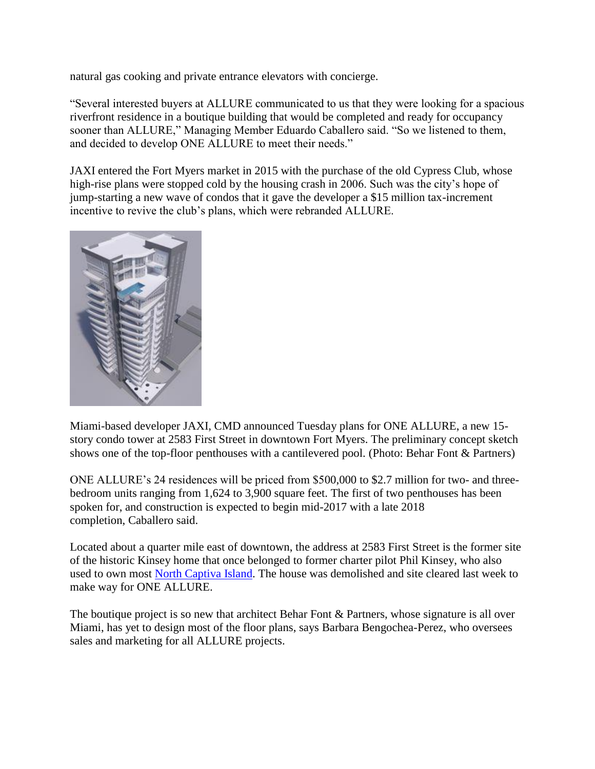natural gas cooking and private entrance elevators with concierge.

"Several interested buyers at ALLURE communicated to us that they were looking for a spacious riverfront residence in a boutique building that would be completed and ready for occupancy sooner than ALLURE," Managing Member Eduardo Caballero said. "So we listened to them, and decided to develop ONE ALLURE to meet their needs."

JAXI entered the Fort Myers market in 2015 with the purchase of the old Cypress Club, whose high-rise plans were stopped cold by the housing crash in 2006. Such was the city's hope of jump-starting a new wave of condos that it gave the developer a $15 million tax-increment incentive to revive the club's plans, which were rebranded ALLURE.

Miami-based developer JAXI, CMD announced Tuesday plans for ONE ALLURE, a new 15-story condo tower at 2583 First Street in downtown Fort Myers. The preliminary concept sketch shows one of the top-floor penthouses with a cantilevered pool. (Photo: Behar Font & Partners)

ONE ALLURE's 24 residences will be priced from $500,000 to $2.7 million for two- and three-bedroom units ranging from 1,624 to 3,900 square feet. The first of two penthouses has been spoken for, and construction is expected to begin mid-2017 with a late 2018 completion, Caballero said.

Located about a quarter mile east of downtown, the address at 2583 First Street is the former site of the historic Kinsey home that once belonged to former charter pilot Phil Kinsey, who also used to own most North Captiva Island. The house was demolished and site cleared last week to make way for ONE ALLURE.

The boutique project is so new that architect Behar Font & Partners, whose signature is all over Miami, has yet to design most of the floor plans, says Barbara Bengochea-Perez, who oversees sales and marketing for all ALLURE projects.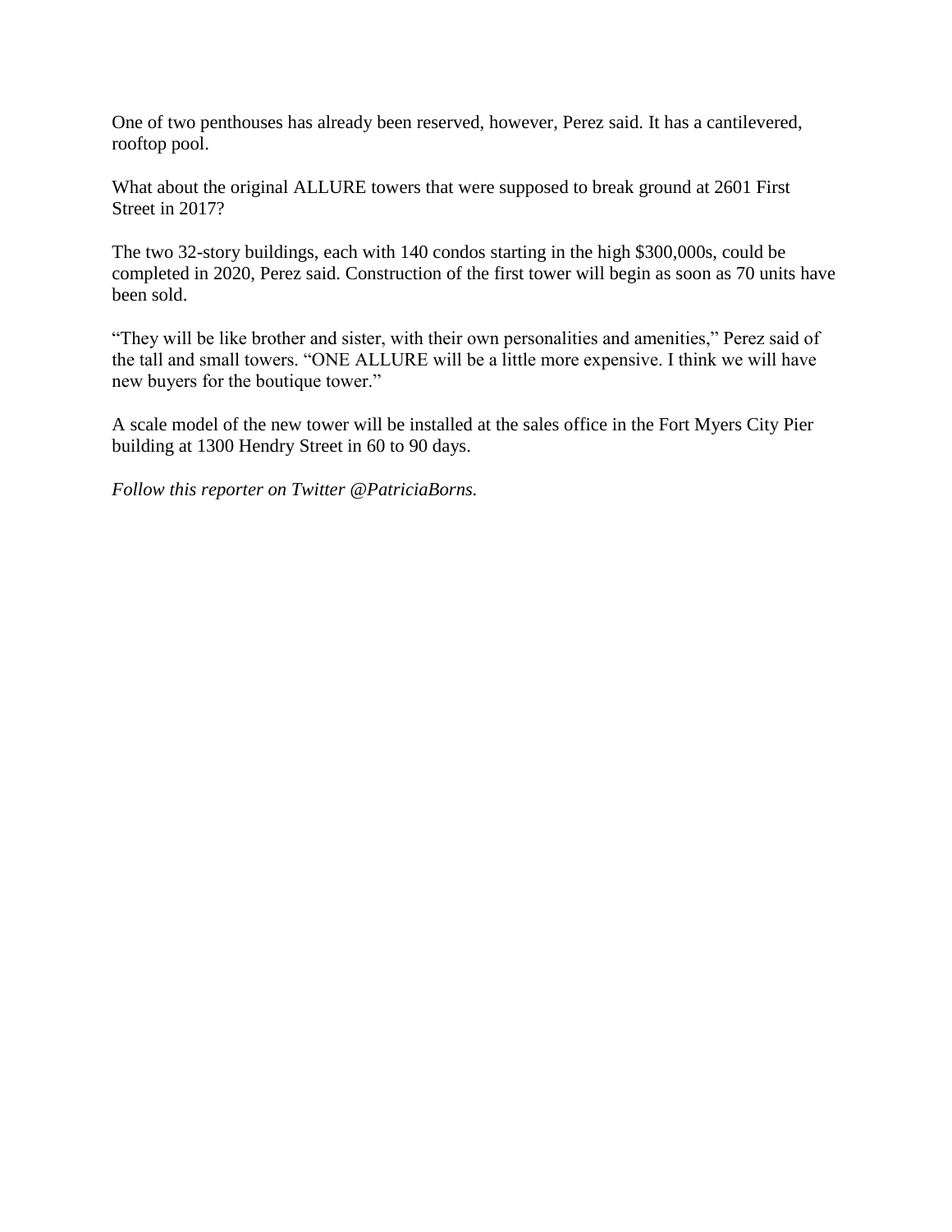One of two penthouses has already been reserved, however, Perez said. It has a cantilevered, rooftop pool.

What about the original ALLURE towers that were supposed to break ground at 2601 First Street in 2017?

The two 32-story buildings, each with 140 condos starting in the high $300,000s, could be completed in 2020, Perez said. Construction of the first tower will begin as soon as 70 units have been sold.

“They will be like brother and sister, with their own personalities and amenities,” Perez said of the tall and small towers. “ONE ALLURE will be a little more expensive. I think we will have new buyers for the boutique tower.”

A scale model of the new tower will be installed at the sales office in the Fort Myers City Pier building at 1300 Hendry Street in 60 to 90 days.

*Follow this reporter on Twitter @PatriciaBorns.*